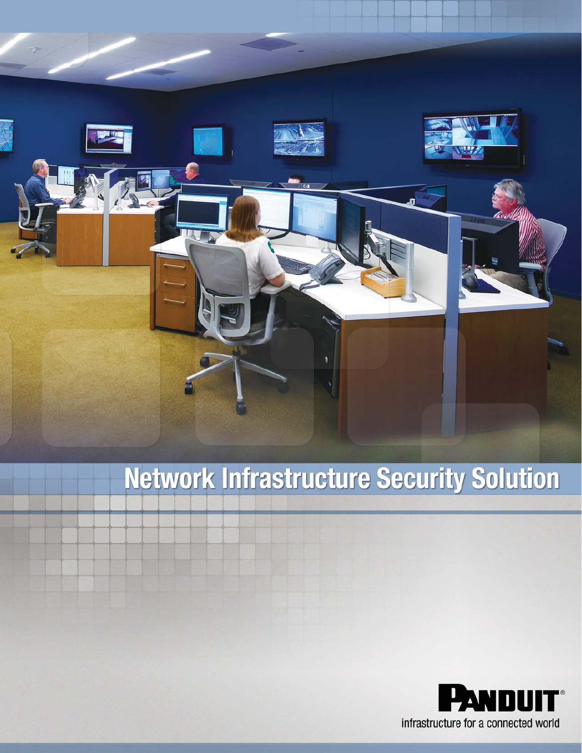# Network Infrastructure Security Solution

PANDUIT®

infrastructure for a connected world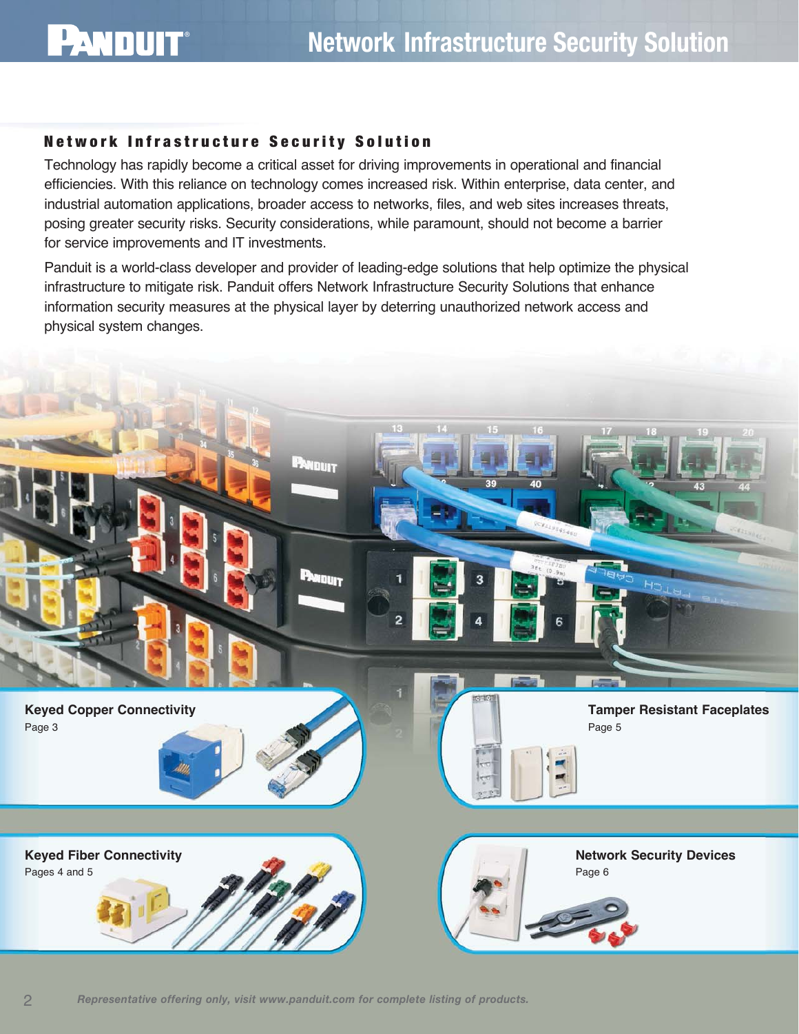## Network Infrastructure Security Solution

Technology has rapidly become a critical asset for driving improvements in operational and financial efficiencies. With this reliance on technology comes increased risk. Within enterprise, data center, and industrial automation applications, broader access to networks, files, and web sites increases threats, posing greater security risks. Security considerations, while paramount, should not become a barrier for service improvements and IT investments.

Panduit is a world-class developer and provider of leading-edge solutions that help optimize the physical infrastructure to mitigate risk. Panduit offers Network Infrastructure Security Solutions that enhance information security measures at the physical layer by deterring unauthorized network access and physical system changes.

**Keyed Copper Connectivity**
Page 3

**Tamper Resistant Faceplates**
Page 5

**Keyed Fiber Connectivity**
Pages 4 and 5

**Network Security Devices**
Page 6

*Representative offering only, visit www.panduit.com for complete listing of products.*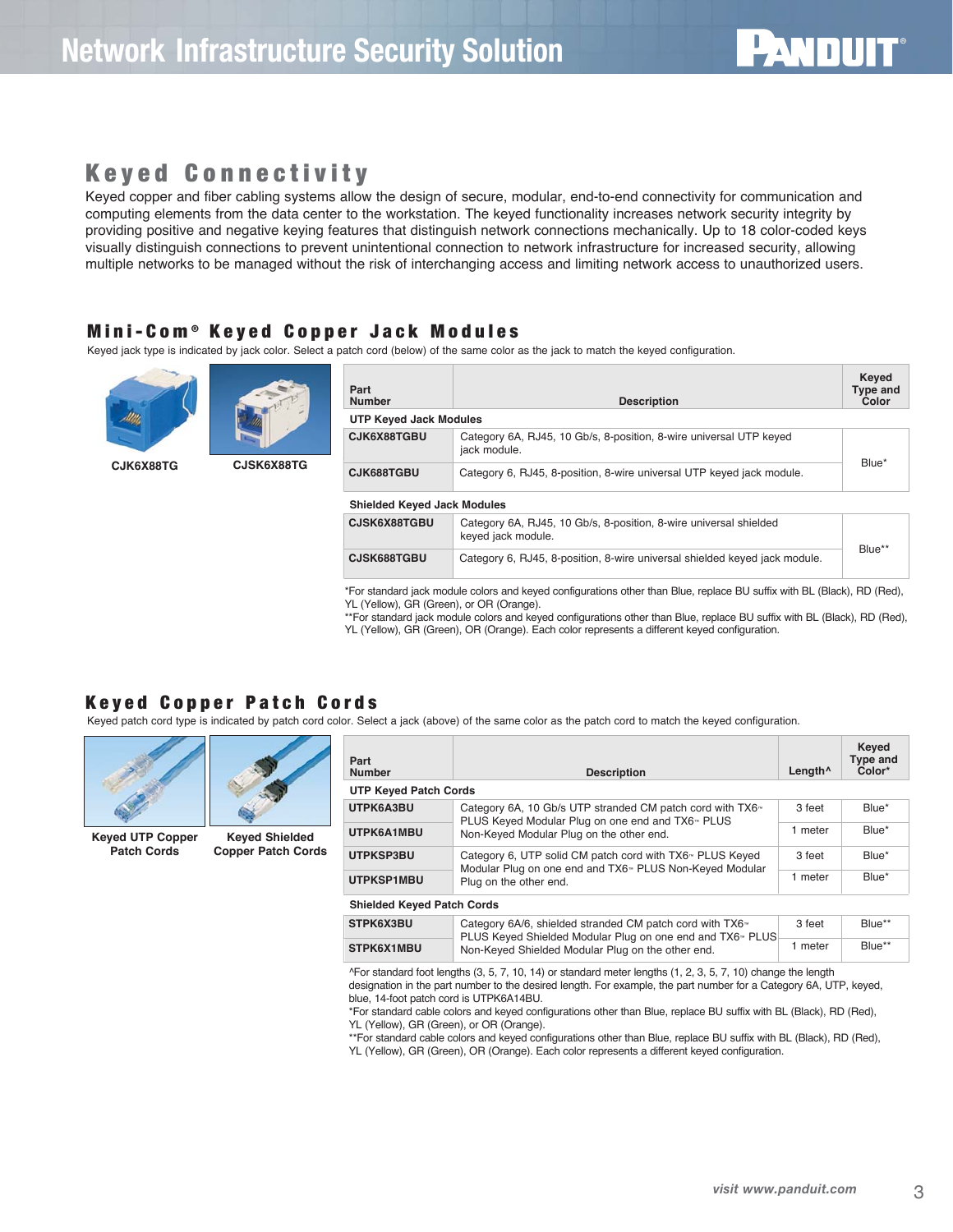## Keyed Connectivity

Keyed copper and fiber cabling systems allow the design of secure, modular, end-to-end connectivity for communication and computing elements from the data center to the workstation. The keyed functionality increases network security integrity by providing positive and negative keying features that distinguish network connections mechanically. Up to 18 color-coded keys visually distinguish connections to prevent unintentional connection to network infrastructure for increased security, allowing multiple networks to be managed without the risk of interchanging access and limiting network access to unauthorized users.

### Mini-Com® Keyed Copper Jack Modules

Keyed jack type is indicated by jack color. Select a patch cord (below) of the same color as the jack to match the keyed configuration.

CJK6X88TG

CJSK6X88TG

| Part Number | Description | Keyed Type and Color |
|---|---|---|
| **UTP Keyed Jack Modules** | | |
| CJK6X88TGBU | Category 6A, RJ45, 10 Gb/s, 8-position, 8-wire universal UTP keyed jack module. | Blue* |
| CJK688TGBU | Category 6, RJ45, 8-position, 8-wire universal UTP keyed jack module. | Blue* |
| **Shielded Keyed Jack Modules** | | |
| CJSK6X88TGBU | Category 6A, RJ45, 10 Gb/s, 8-position, 8-wire universal shielded keyed jack module. | Blue** |
| CJSK688TGBU | Category 6, RJ45, 8-position, 8-wire universal shielded keyed jack module. | Blue** |

*For standard jack module colors and keyed configurations other than Blue, replace BU suffix with BL (Black), RD (Red), YL (Yellow), GR (Green), or OR (Orange).
**For standard jack module colors and keyed configurations other than Blue, replace BU suffix with BL (Black), RD (Red), YL (Yellow), GR (Green), OR (Orange). Each color represents a different keyed configuration.

### Keyed Copper Patch Cords

Keyed patch cord type is indicated by patch cord color. Select a jack (above) of the same color as the patch cord to match the keyed configuration.

Keyed UTP Copper Patch Cords

Keyed Shielded Copper Patch Cords

| Part Number | Description | Length^ | Keyed Type and Color* |
|---|---|---|---|
| **UTP Keyed Patch Cords** | | | |
| UTPK6A3BU | Category 6A, 10 Gb/s UTP stranded CM patch cord with TX6™ PLUS Keyed Modular Plug on one end and TX6™ PLUS Non-Keyed Modular Plug on the other end. | 3 feet | Blue* |
| UTPK6A1MBU | | 1 meter | Blue* |
| UTPKSP3BU | Category 6, UTP solid CM patch cord with TX6™ PLUS Keyed Modular Plug on one end and TX6™ PLUS Non-Keyed Modular Plug on the other end. | 3 feet | Blue* |
| UTPKSP1MBU | | 1 meter | Blue* |
| **Shielded Keyed Patch Cords** | | | |
| STPK6X3BU | Category 6A/6, shielded stranded CM patch cord with TX6™ PLUS Keyed Shielded Modular Plug on one end and TX6™ PLUS Non-Keyed Shielded Modular Plug on the other end. | 3 feet | Blue** |
| STPK6X1MBU | | 1 meter | Blue** |

^For standard foot lengths (3, 5, 7, 10, 14) or standard meter lengths (1, 2, 3, 5, 7, 10) change the length designation in the part number to the desired length. For example, the part number for a Category 6A, UTP, keyed, blue, 14-foot patch cord is UTPK6A14BU.
*For standard cable colors and keyed configurations other than Blue, replace BU suffix with BL (Black), RD (Red), YL (Yellow), GR (Green), or OR (Orange).
**For standard cable colors and keyed configurations other than Blue, replace BU suffix with BL (Black), RD (Red), YL (Yellow), GR (Green), OR (Orange). Each color represents a different keyed configuration.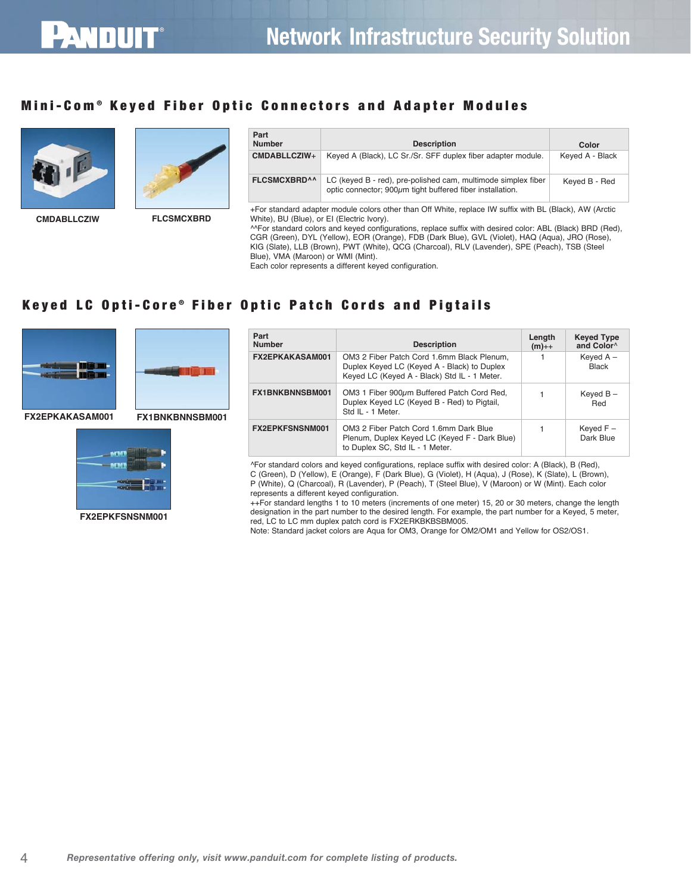## Mini-Com® Keyed Fiber Optic Connectors and Adapter Modules

CMDABLLCZIW

FLCSMCXBRD

| Part Number | Description | Color |
|---|---|---|
| CMDABLLCZIW+ | Keyed A (Black), LC Sr./Sr. SFF duplex fiber adapter module. | Keyed A - Black |
| FLCSMCXBRD^^ | LC (keyed B - red), pre-polished cam, multimode simplex fiber optic connector; 900µm tight buffered fiber installation. | Keyed B - Red |

+For standard adapter module colors other than Off White, replace IW suffix with BL (Black), AW (Arctic White), BU (Blue), or EI (Electric Ivory).
^^For standard colors and keyed configurations, replace suffix with desired color: ABL (Black) BRD (Red), CGR (Green), DYL (Yellow), EOR (Orange), FDB (Dark Blue), GVL (Violet), HAQ (Aqua), JRO (Rose), KIG (Slate), LLB (Brown), PWT (White), QCG (Charcoal), RLV (Lavender), SPE (Peach), TSB (Steel Blue), VMA (Maroon) or WMI (Mint).
Each color represents a different keyed configuration.

## Keyed LC Opti-Core® Fiber Optic Patch Cords and Pigtails

FX2EPKAKASAM001

FX1BNKBNNSBM001

FX2EPKFSNSNM001

| Part Number | Description | Length (m)++ | Keyed Type and Color^ |
|---|---|---|---|
| FX2EPKAKASAM001 | OM3 2 Fiber Patch Cord 1.6mm Black Plenum, Duplex Keyed LC (Keyed A - Black) to Duplex Keyed LC (Keyed A - Black) Std IL - 1 Meter. | 1 | Keyed A – Black |
| FX1BNKBNNSBM001 | OM3 1 Fiber 900µm Buffered Patch Cord Red, Duplex Keyed LC (Keyed B - Red) to Pigtail, Std IL - 1 Meter. | 1 | Keyed B – Red |
| FX2EPKFSNSNM001 | OM3 2 Fiber Patch Cord 1.6mm Dark Blue Plenum, Duplex Keyed LC (Keyed F - Dark Blue) to Duplex SC, Std IL - 1 Meter. | 1 | Keyed F – Dark Blue |

^For standard colors and keyed configurations, replace suffix with desired color: A (Black), B (Red), C (Green), D (Yellow), E (Orange), F (Dark Blue), G (Violet), H (Aqua), J (Rose), K (Slate), L (Brown), P (White), Q (Charcoal), R (Lavender), P (Peach), T (Steel Blue), V (Maroon) or W (Mint). Each color represents a different keyed configuration.
++For standard lengths 1 to 10 meters (increments of one meter) 15, 20 or 30 meters, change the length designation in the part number to the desired length. For example, the part number for a Keyed, 5 meter, red, LC to LC mm duplex patch cord is FX2ERKBKBSBM005.
Note: Standard jacket colors are Aqua for OM3, Orange for OM2/OM1 and Yellow for OS2/OS1.

*Representative offering only, visit www.panduit.com for complete listing of products.*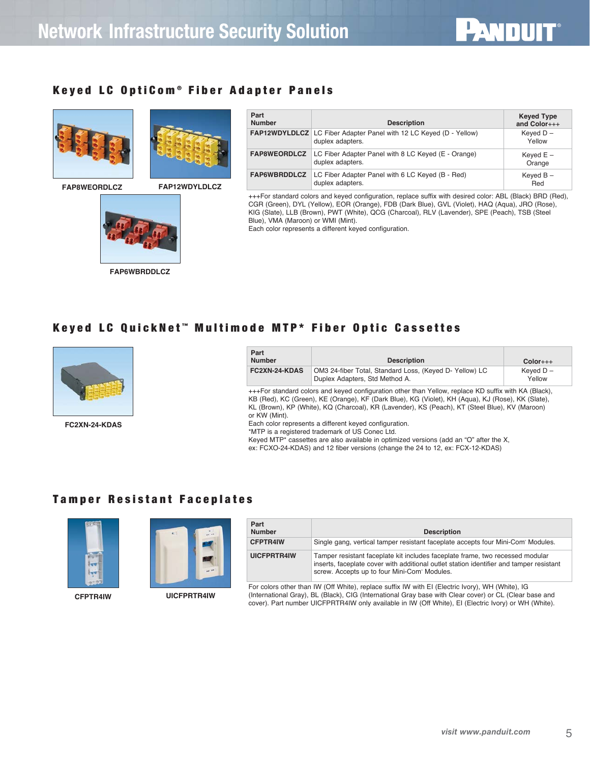## Keyed LC OptiCom® Fiber Adapter Panels

FAP8WEORDLCZ

FAP12WDYLDLCZ

FAP6WBRDDLCZ

| Part Number | Description | Keyed Type and Color+++ |
|---|---|---|
| FAP12WDYLDLCZ | LC Fiber Adapter Panel with 12 LC Keyed (D - Yellow) duplex adapters. | Keyed D – Yellow |
| FAP8WEORDLCZ | LC Fiber Adapter Panel with 8 LC Keyed (E - Orange) duplex adapters. | Keyed E – Orange |
| FAP6WBRDDLCZ | LC Fiber Adapter Panel with 6 LC Keyed (B - Red) duplex adapters. | Keyed B – Red |

+++For standard colors and keyed configuration, replace suffix with desired color: ABL (Black) BRD (Red), CGR (Green), DYL (Yellow), EOR (Orange), FDB (Dark Blue), GVL (Violet), HAQ (Aqua), JRO (Rose), KIG (Slate), LLB (Brown), PWT (White), QCG (Charcoal), RLV (Lavender), SPE (Peach), TSB (Steel Blue), VMA (Maroon) or WMI (Mint).
Each color represents a different keyed configuration.

## Keyed LC QuickNet™ Multimode MTP* Fiber Optic Cassettes

FC2XN-24-KDAS

| Part Number | Description | Color+++ |
|---|---|---|
| FC2XN-24-KDAS | OM3 24-fiber Total, Standard Loss, (Keyed D- Yellow) LC Duplex Adapters, Std Method A. | Keyed D – Yellow |

+++For standard colors and keyed configuration other than Yellow, replace KD suffix with KA (Black), KB (Red), KC (Green), KE (Orange), KF (Dark Blue), KG (Violet), KH (Aqua), KJ (Rose), KK (Slate), KL (Brown), KP (White), KQ (Charcoal), KR (Lavender), KS (Peach), KT (Steel Blue), KV (Maroon) or KW (Mint).
Each color represents a different keyed configuration.
*MTP is a registered trademark of US Conec Ltd.
Keyed MTP* cassettes are also available in optimized versions (add an "O" after the X, ex: FCXO-24-KDAS) and 12 fiber versions (change the 24 to 12, ex: FCX-12-KDAS)

## Tamper Resistant Faceplates

CFPTR4IW

UICFPRTR4IW

| Part Number | Description |
|---|---|
| CFPTR4IW | Single gang, vertical tamper resistant faceplate accepts four Mini-Com® Modules. |
| UICFPRTR4IW | Tamper resistant faceplate kit includes faceplate frame, two recessed modular inserts, faceplate cover with additional outlet station identifier and tamper resistant screw. Accepts up to four Mini-Com® Modules. |

For colors other than IW (Off White), replace suffix IW with EI (Electric Ivory), WH (White), IG (International Gray), BL (Black), CIG (International Gray base with Clear cover) or CL (Clear base and cover). Part number UICFPRTR4IW only available in IW (Off White), EI (Electric Ivory) or WH (White).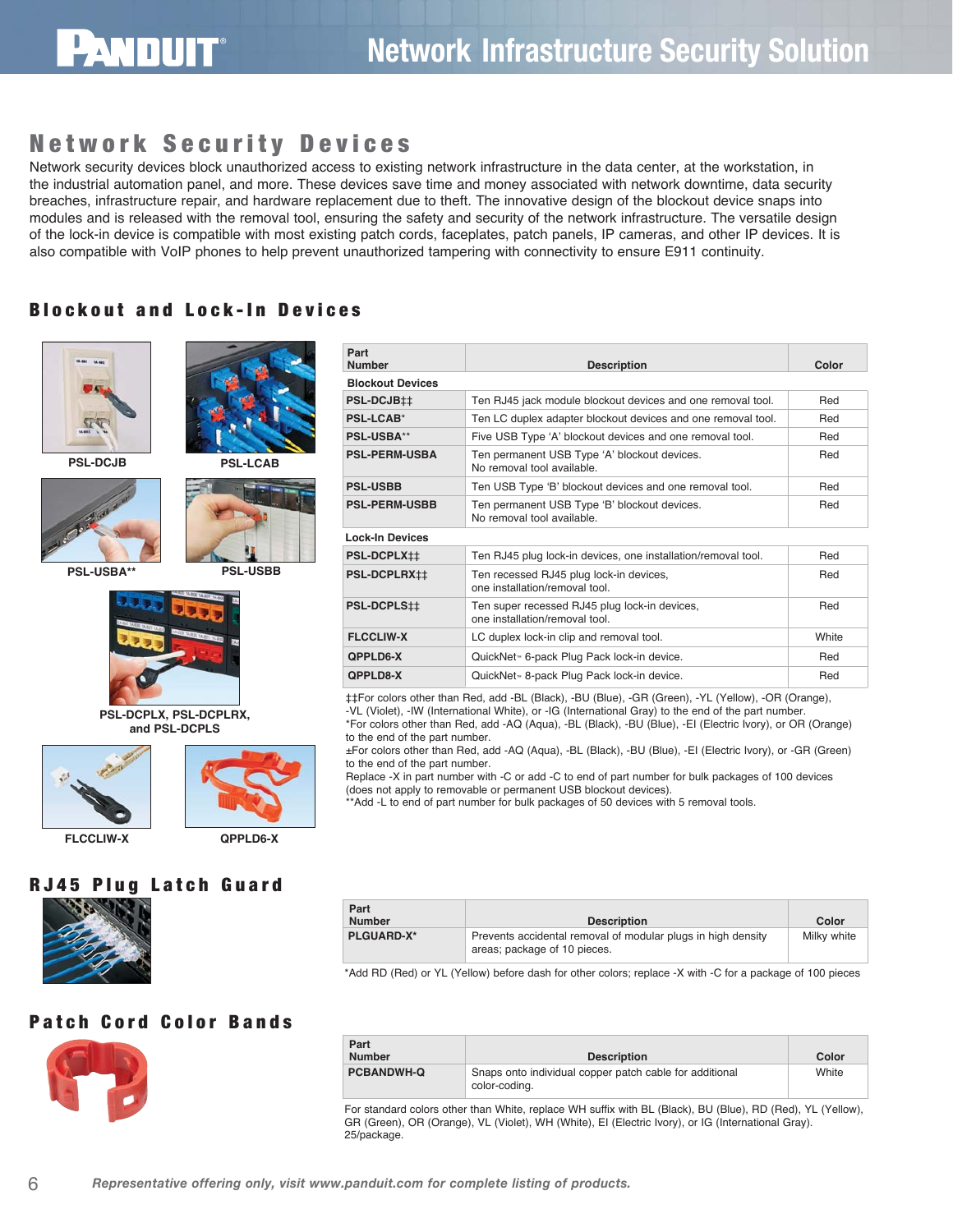## Network Security Devices

Network security devices block unauthorized access to existing network infrastructure in the data center, at the workstation, in the industrial automation panel, and more. These devices save time and money associated with network downtime, data security breaches, infrastructure repair, and hardware replacement due to theft. The innovative design of the blockout device snaps into modules and is released with the removal tool, ensuring the safety and security of the network infrastructure. The versatile design of the lock-in device is compatible with most existing patch cords, faceplates, patch panels, IP cameras, and other IP devices. It is also compatible with VoIP phones to help prevent unauthorized tampering with connectivity to ensure E911 continuity.

### Blockout and Lock-In Devices

PSL-DCJB

PSL-LCAB

PSL-USBA**

PSL-USBB

PSL-DCPLX, PSL-DCPLRX, and PSL-DCPLS

FLCCLIW-X

QPPLD6-X

| Part Number | Description | Color |
|---|---|---|
| **Blockout Devices** | | |
| **PSL-DCJB‡‡** | Ten RJ45 jack module blockout devices and one removal tool. | Red |
| **PSL-LCAB*** | Ten LC duplex adapter blockout devices and one removal tool. | Red |
| **PSL-USBA**** | Five USB Type 'A' blockout devices and one removal tool. | Red |
| **PSL-PERM-USBA** | Ten permanent USB Type 'A' blockout devices. No removal tool available. | Red |
| **PSL-USBB** | Ten USB Type 'B' blockout devices and one removal tool. | Red |
| **PSL-PERM-USBB** | Ten permanent USB Type 'B' blockout devices. No removal tool available. | Red |
| **Lock-In Devices** | | |
| **PSL-DCPLX‡‡** | Ten RJ45 plug lock-in devices, one installation/removal tool. | Red |
| **PSL-DCPLRX‡‡** | Ten recessed RJ45 plug lock-in devices, one installation/removal tool. | Red |
| **PSL-DCPLS‡‡** | Ten super recessed RJ45 plug lock-in devices, one installation/removal tool. | Red |
| **FLCCLIW-X** | LC duplex lock-in clip and removal tool. | White |
| **QPPLD6-X** | QuickNet™ 6-pack Plug Pack lock-in device. | Red |
| **QPPLD8-X** | QuickNet™ 8-pack Plug Pack lock-in device. | Red |

‡‡For colors other than Red, add -BL (Black), -BU (Blue), -GR (Green), -YL (Yellow), -OR (Orange), -VL (Violet), -IW (International White), or -IG (International Gray) to the end of the part number.
*For colors other than Red, add -AQ (Aqua), -BL (Black), -BU (Blue), -EI (Electric Ivory), or OR (Orange) to the end of the part number.
±For colors other than Red, add -AQ (Aqua), -BL (Black), -BU (Blue), -EI (Electric Ivory), or -GR (Green) to the end of the part number.
Replace -X in part number with -C or add -C to end of part number for bulk packages of 100 devices (does not apply to removable or permanent USB blockout devices).
**Add -L to end of part number for bulk packages of 50 devices with 5 removal tools.

### RJ45 Plug Latch Guard

| Part Number | Description | Color |
|---|---|---|
| **PLGUARD-X*** | Prevents accidental removal of modular plugs in high density areas; package of 10 pieces. | Milky white |

*Add RD (Red) or YL (Yellow) before dash for other colors; replace -X with -C for a package of 100 pieces

### Patch Cord Color Bands

| Part Number | Description | Color |
|---|---|---|
| **PCBANDWH-Q** | Snaps onto individual copper patch cable for additional color-coding. | White |

For standard colors other than White, replace WH suffix with BL (Black), BU (Blue), RD (Red), YL (Yellow), GR (Green), OR (Orange), VL (Violet), WH (White), EI (Electric Ivory), or IG (International Gray). 25/package.

*Representative offering only, visit www.panduit.com for complete listing of products.*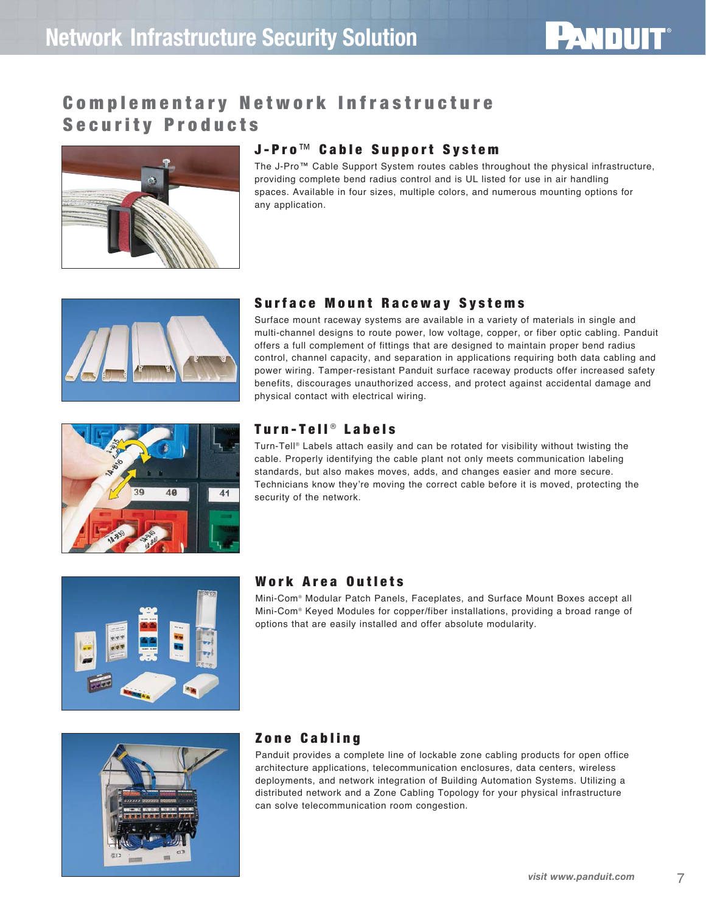# Complementary Network Infrastructure Security Products

## J-Pro™ Cable Support System

The J-Pro™ Cable Support System routes cables throughout the physical infrastructure, providing complete bend radius control and is UL listed for use in air handling spaces. Available in four sizes, multiple colors, and numerous mounting options for any application.

## Surface Mount Raceway Systems

Surface mount raceway systems are available in a variety of materials in single and multi-channel designs to route power, low voltage, copper, or fiber optic cabling. Panduit offers a full complement of fittings that are designed to maintain proper bend radius control, channel capacity, and separation in applications requiring both data cabling and power wiring. Tamper-resistant Panduit surface raceway products offer increased safety benefits, discourages unauthorized access, and protect against accidental damage and physical contact with electrical wiring.

## Turn-Tell® Labels

Turn-Tell® Labels attach easily and can be rotated for visibility without twisting the cable. Properly identifying the cable plant not only meets communication labeling standards, but also makes moves, adds, and changes easier and more secure. Technicians know they're moving the correct cable before it is moved, protecting the security of the network.

## Work Area Outlets

Mini-Com® Modular Patch Panels, Faceplates, and Surface Mount Boxes accept all Mini-Com® Keyed Modules for copper/fiber installations, providing a broad range of options that are easily installed and offer absolute modularity.

## Zone Cabling

Panduit provides a complete line of lockable zone cabling products for open office architecture applications, telecommunication enclosures, data centers, wireless deployments, and network integration of Building Automation Systems. Utilizing a distributed network and a Zone Cabling Topology for your physical infrastructure can solve telecommunication room congestion.

*visit www.panduit.com*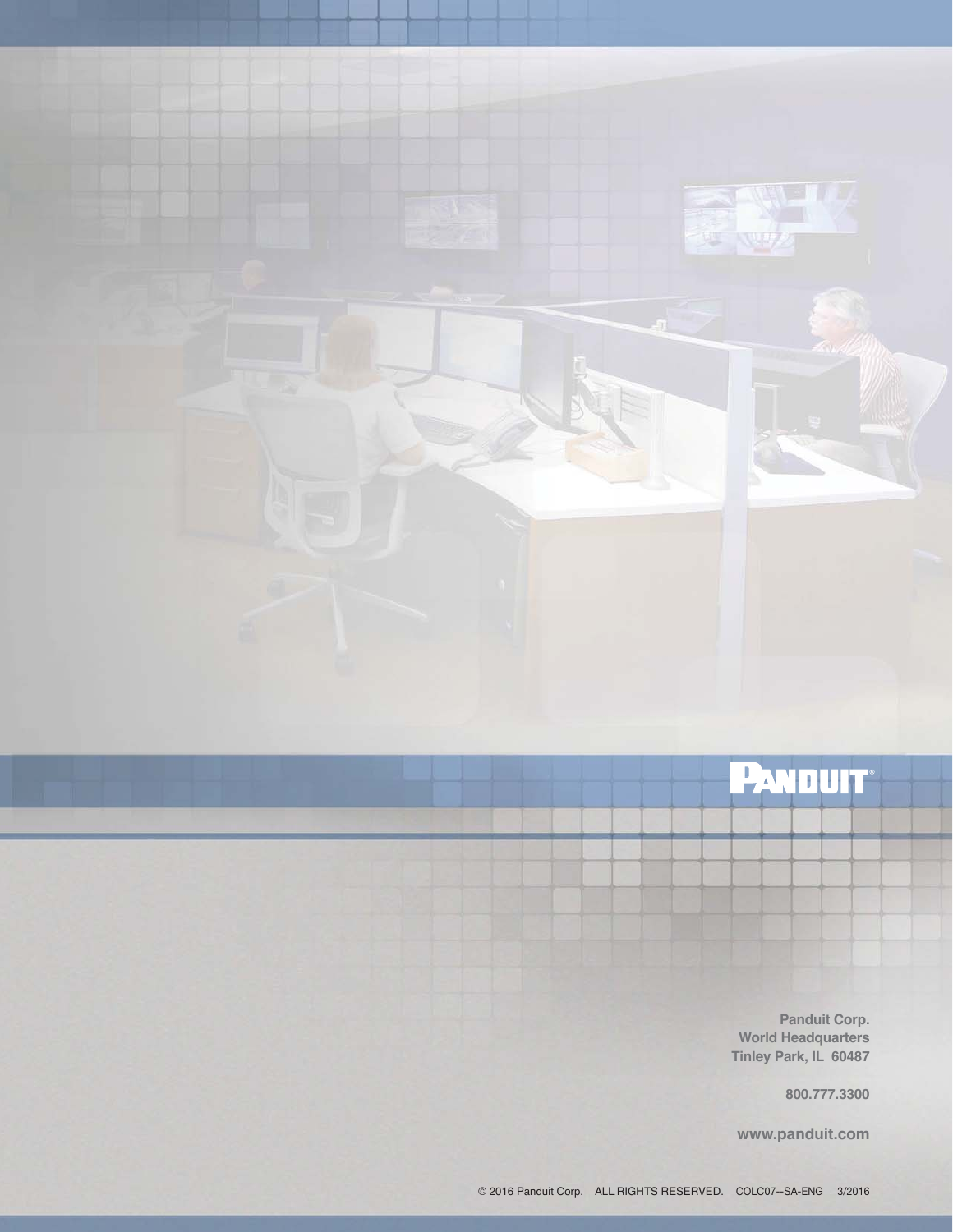PANDUIT®

**Panduit Corp.**
**World Headquarters**
**Tinley Park, IL 60487**

**800.777.3300**

**www.panduit.com**

© 2016 Panduit Corp. ALL RIGHTS RESERVED. COLC07--SA-ENG 3/2016